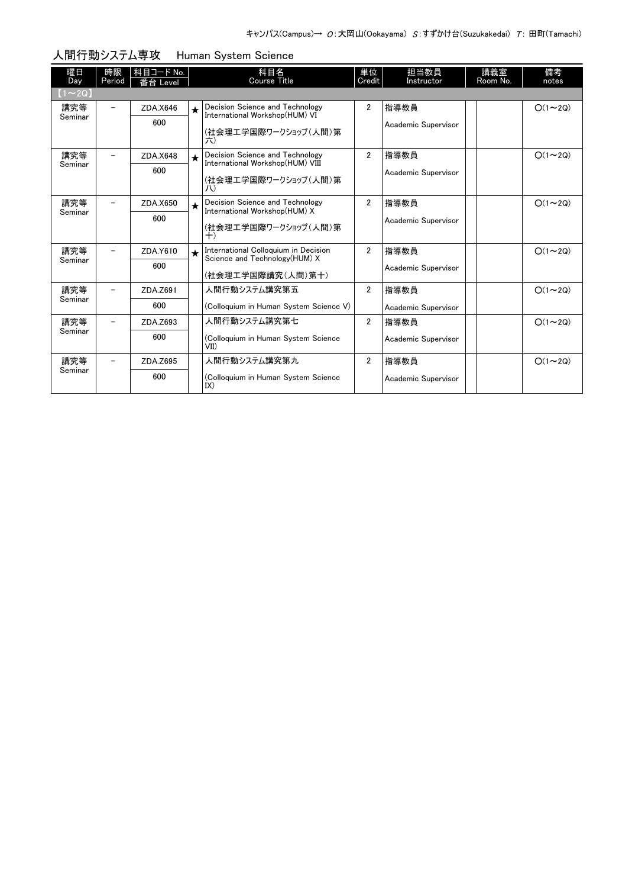キャンパス(Campus)→ O:大岡山(Ookayama) S:すずかけ台(Suzukakedai) T: 田町(Tamachi)

## 人間行動システム専攻　Human System Science

| 曜日 Day | 時限 Period | 科目コード No. 番台 Level | | 科目名 Course Title | 単位 Credit | 担当教員 Instructor | 講義室 Room No. | | 備考 notes |
|---|---|---|---|---|---|---|---|---|---|
| 【1～2Q】 | | | | | | | | | |
| 講究等 Seminar | － | ZDA.X646 600 | ★ | Decision Science and Technology International Workshop(HUM) VI (社会理工学国際ワークショップ(人間)第六) | 2 | 指導教員 Academic Supervisor | | | O(1～2Q) |
| 講究等 Seminar | － | ZDA.X648 600 | ★ | Decision Science and Technology International Workshop(HUM) VIII (社会理工学国際ワークショップ(人間)第八) | 2 | 指導教員 Academic Supervisor | | | O(1～2Q) |
| 講究等 Seminar | － | ZDA.X650 600 | ★ | Decision Science and Technology International Workshop(HUM) X (社会理工学国際ワークショップ(人間)第十) | 2 | 指導教員 Academic Supervisor | | | O(1～2Q) |
| 講究等 Seminar | － | ZDA.Y610 600 | ★ | International Colloquium in Decision Science and Technology(HUM) X (社会理工学国際講究(人間)第十) | 2 | 指導教員 Academic Supervisor | | | O(1～2Q) |
| 講究等 Seminar | － | ZDA.Z691 600 | | 人間行動システム講究第五 (Colloquium in Human System Science V) | 2 | 指導教員 Academic Supervisor | | | O(1～2Q) |
| 講究等 Seminar | － | ZDA.Z693 600 | | 人間行動システム講究第七 (Colloquium in Human System Science VII) | 2 | 指導教員 Academic Supervisor | | | O(1～2Q) |
| 講究等 Seminar | － | ZDA.Z695 600 | | 人間行動システム講究第九 (Colloquium in Human System Science IX) | 2 | 指導教員 Academic Supervisor | | | O(1～2Q) |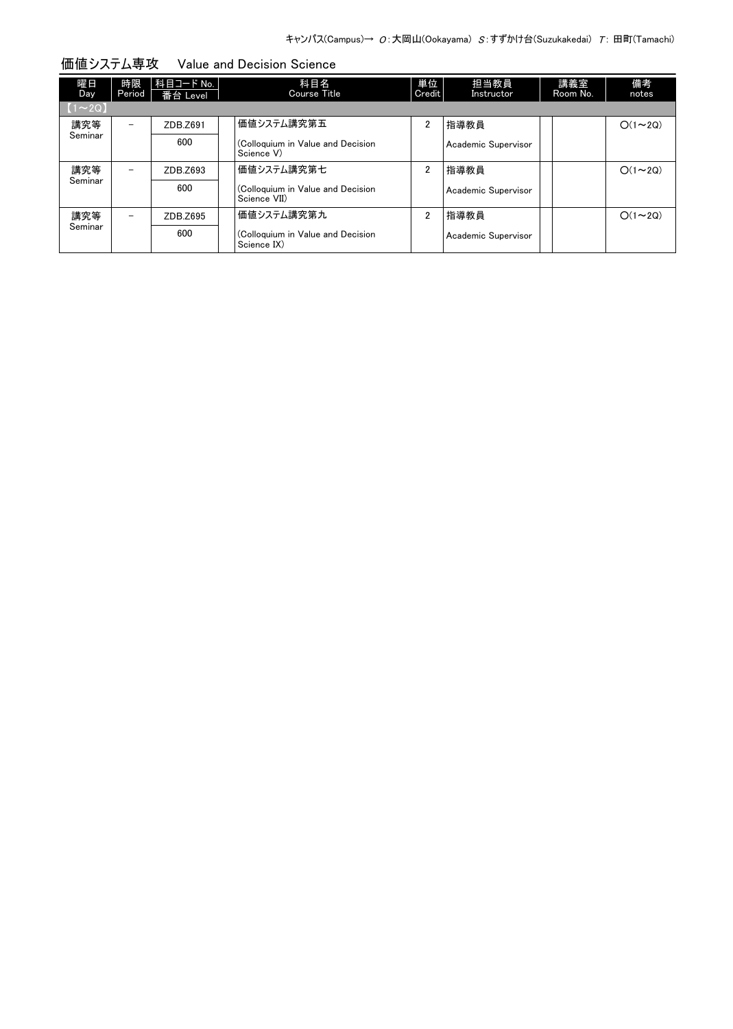キャンパス(Campus)→ O：大岡山(Ookayama) S：すずかけ台(Suzukakedai) T：田町(Tamachi)

## 価値システム専攻　Value and Decision Science

| 曜日 Day | 時限 Period | 科目コード No. / 番台 Level | | 科目名 Course Title | 単位 Credit | 担当教員 Instructor | 講義室 Room No. | | 備考 notes |
|---|---|---|---|---|---|---|---|---|---|
| 【1～2Q】 | | | | | | | | | |
| 講究等 Seminar | － | ZDB.Z691 / 600 | | 価値システム講究第五 (Colloquium in Value and Decision Science V) | 2 | 指導教員 Academic Supervisor | | | O(1～2Q) |
| 講究等 Seminar | － | ZDB.Z693 / 600 | | 価値システム講究第七 (Colloquium in Value and Decision Science VII) | 2 | 指導教員 Academic Supervisor | | | O(1～2Q) |
| 講究等 Seminar | － | ZDB.Z695 / 600 | | 価値システム講究第九 (Colloquium in Value and Decision Science IX) | 2 | 指導教員 Academic Supervisor | | | O(1～2Q) |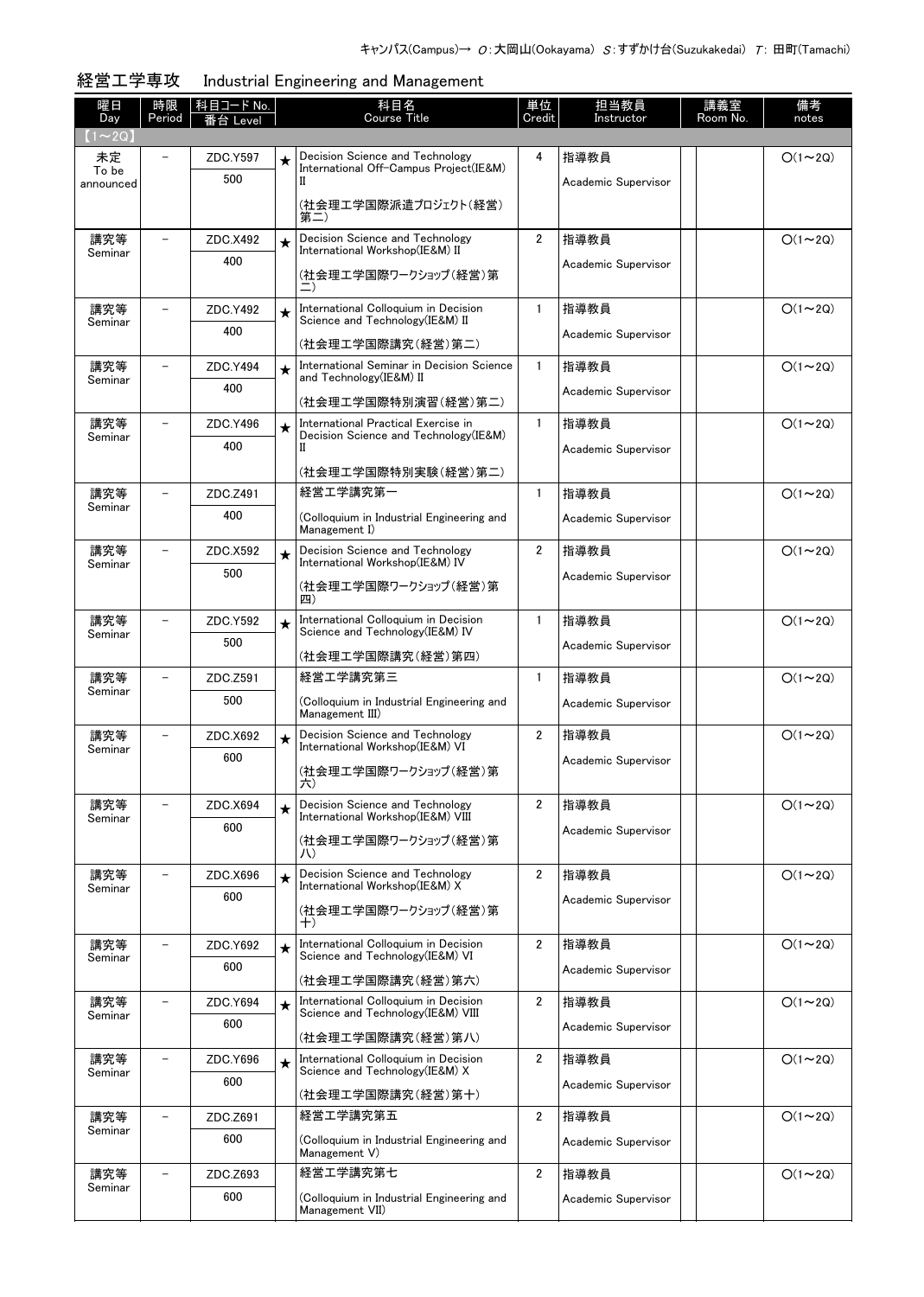キャンパス(Campus)→ O:大岡山(Ookayama) S:すずかけ台(Suzukakedai) T: 田町(Tamachi)

## 経営工学専攻　Industrial Engineering and Management

| 曜日 Day | 時限 Period | 科目コード No. 番台 Level | | 科目名 Course Title | 単位 Credit | 担当教員 Instructor | 講義室 Room No. | | 備考 notes |
|---|---|---|---|---|---|---|---|---|---|
| 【1～2Q】 | | | | | | | | | |
| 未定 To be announced | － | ZDC.Y597 500 | ★ | Decision Science and Technology International Off-Campus Project(IE&M) II (社会理工学国際派遣プロジェクト(経営)第二) | 4 | 指導教員 Academic Supervisor | | | O(1～2Q) |
| 講究等 Seminar | － | ZDC.X492 400 | ★ | Decision Science and Technology International Workshop(IE&M) II (社会理工学国際ワークショップ(経営)第二) | 2 | 指導教員 Academic Supervisor | | | O(1～2Q) |
| 講究等 Seminar | － | ZDC.Y492 400 | ★ | International Colloquium in Decision Science and Technology(IE&M) II (社会理工学国際講究(経営)第二) | 1 | 指導教員 Academic Supervisor | | | O(1～2Q) |
| 講究等 Seminar | － | ZDC.Y494 400 | ★ | International Seminar in Decision Science and Technology(IE&M) II (社会理工学国際特別演習(経営)第二) | 1 | 指導教員 Academic Supervisor | | | O(1～2Q) |
| 講究等 Seminar | － | ZDC.Y496 400 | ★ | International Practical Exercise in Decision Science and Technology(IE&M) II (社会理工学国際特別実験(経営)第二) | 1 | 指導教員 Academic Supervisor | | | O(1～2Q) |
| 講究等 Seminar | － | ZDC.Z491 400 | | 経営工学講究第一 (Colloquium in Industrial Engineering and Management I) | 1 | 指導教員 Academic Supervisor | | | O(1～2Q) |
| 講究等 Seminar | － | ZDC.X592 500 | ★ | Decision Science and Technology International Workshop(IE&M) IV (社会理工学国際ワークショップ(経営)第四) | 2 | 指導教員 Academic Supervisor | | | O(1～2Q) |
| 講究等 Seminar | － | ZDC.Y592 500 | ★ | International Colloquium in Decision Science and Technology(IE&M) IV (社会理工学国際講究(経営)第四) | 1 | 指導教員 Academic Supervisor | | | O(1～2Q) |
| 講究等 Seminar | － | ZDC.Z591 500 | | 経営工学講究第三 (Colloquium in Industrial Engineering and Management III) | 1 | 指導教員 Academic Supervisor | | | O(1～2Q) |
| 講究等 Seminar | － | ZDC.X692 600 | ★ | Decision Science and Technology International Workshop(IE&M) VI (社会理工学国際ワークショップ(経営)第六) | 2 | 指導教員 Academic Supervisor | | | O(1～2Q) |
| 講究等 Seminar | － | ZDC.X694 600 | ★ | Decision Science and Technology International Workshop(IE&M) VIII (社会理工学国際ワークショップ(経営)第八) | 2 | 指導教員 Academic Supervisor | | | O(1～2Q) |
| 講究等 Seminar | － | ZDC.X696 600 | ★ | Decision Science and Technology International Workshop(IE&M) X (社会理工学国際ワークショップ(経営)第十) | 2 | 指導教員 Academic Supervisor | | | O(1～2Q) |
| 講究等 Seminar | － | ZDC.Y692 600 | ★ | International Colloquium in Decision Science and Technology(IE&M) VI (社会理工学国際講究(経営)第六) | 2 | 指導教員 Academic Supervisor | | | O(1～2Q) |
| 講究等 Seminar | － | ZDC.Y694 600 | ★ | International Colloquium in Decision Science and Technology(IE&M) VIII (社会理工学国際講究(経営)第八) | 2 | 指導教員 Academic Supervisor | | | O(1～2Q) |
| 講究等 Seminar | － | ZDC.Y696 600 | ★ | International Colloquium in Decision Science and Technology(IE&M) X (社会理工学国際講究(経営)第十) | 2 | 指導教員 Academic Supervisor | | | O(1～2Q) |
| 講究等 Seminar | － | ZDC.Z691 600 | | 経営工学講究第五 (Colloquium in Industrial Engineering and Management V) | 2 | 指導教員 Academic Supervisor | | | O(1～2Q) |
| 講究等 Seminar | － | ZDC.Z693 600 | | 経営工学講究第七 (Colloquium in Industrial Engineering and Management VII) | 2 | 指導教員 Academic Supervisor | | | O(1～2Q) |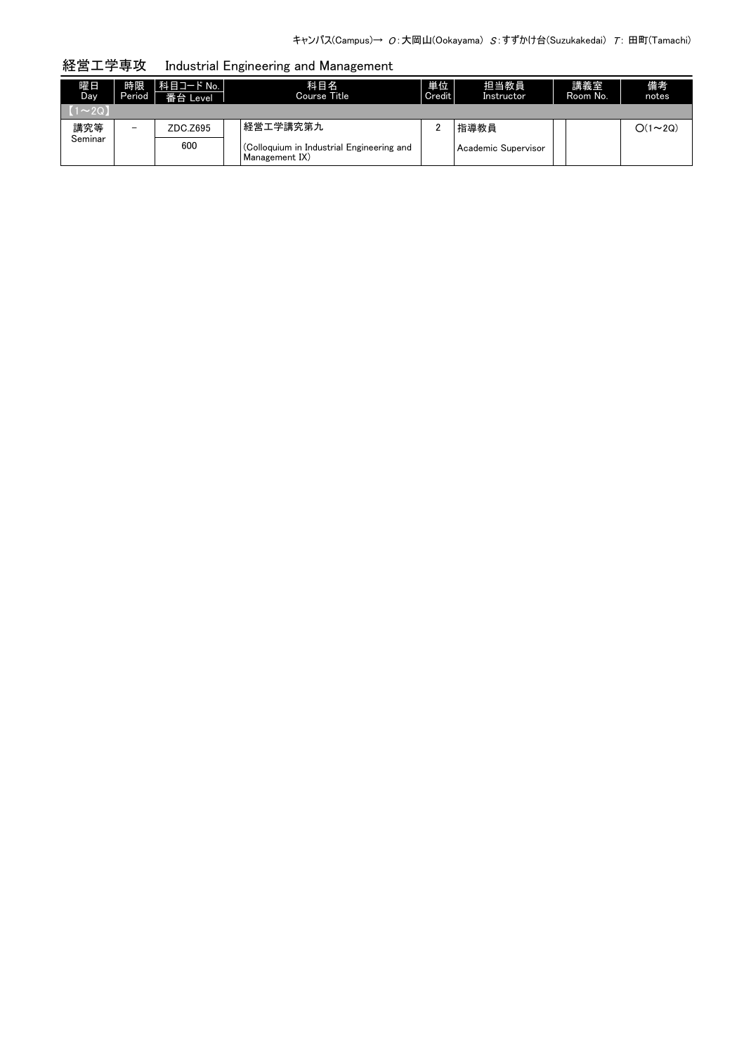キャンパス(Campus)→ O：大岡山(Ookayama) S：すずかけ台(Suzukakedai) T：田町(Tamachi)

## 経営工学専攻　Industrial Engineering and Management

| 曜日 Day | 時限 Period | 科目コード No. 番台 Level | 科目名 Course Title | 単位 Credit | 担当教員 Instructor | | 講義室 Room No. | 備考 notes |
|---|---|---|---|---|---|---|---|---|
| 【1～2Q】 | | | | | | | | |
| 講究等 Seminar | － | ZDC.Z695 600 | 経営工学講究第九 (Colloquium in Industrial Engineering and Management IX) | 2 | 指導教員 Academic Supervisor | | | O(1～2Q) |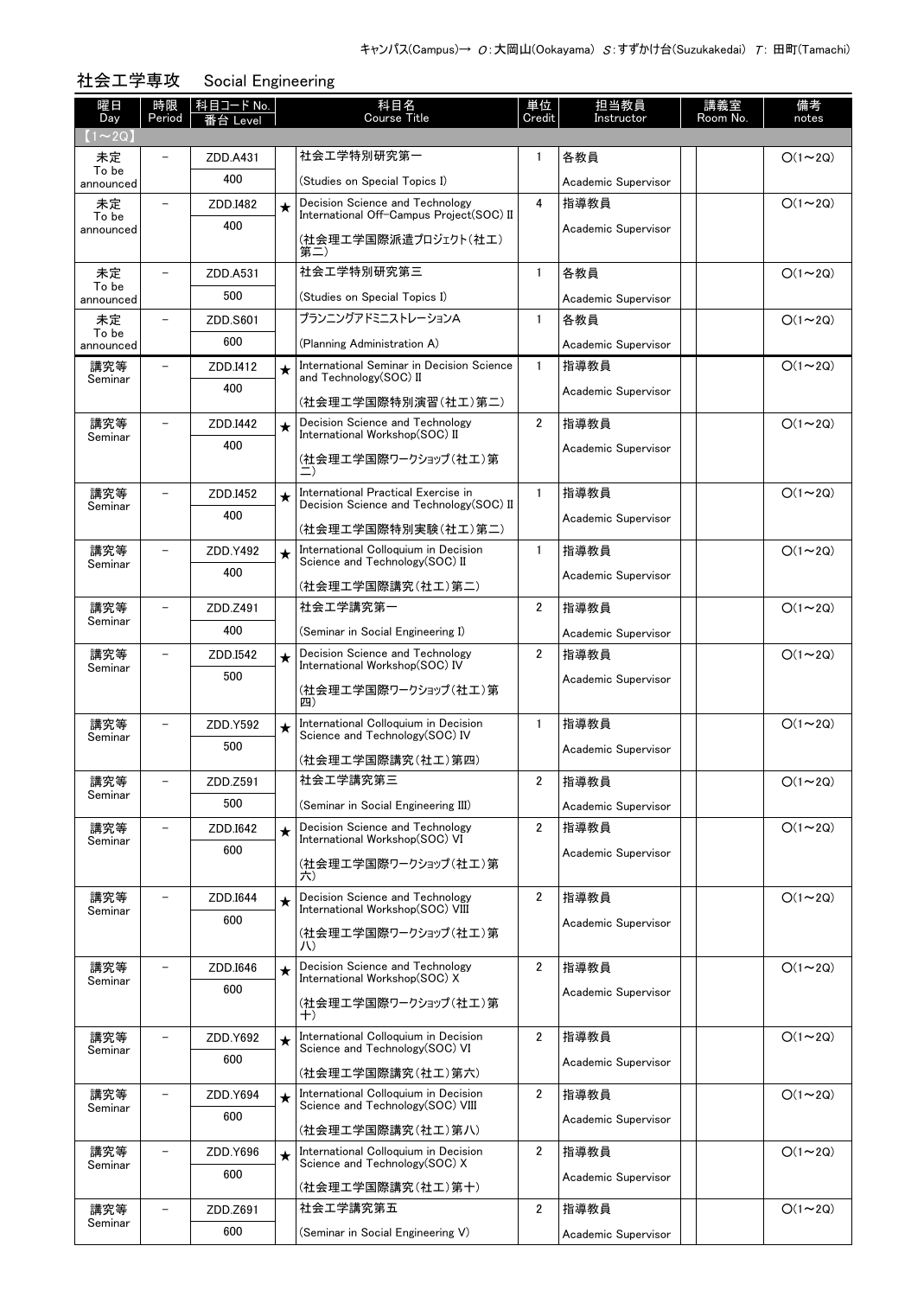キャンパス(Campus)→ O：大岡山(Ookayama) S：すずかけ台(Suzukakedai) T：田町(Tamachi)

## 社会工学専攻　Social Engineering

| 曜日 Day | 時限 Period | 科目コード No. 番台 Level | | 科目名 Course Title | 単位 Credit | 担当教員 Instructor | 講義室 Room No. | | 備考 notes |
|---|---|---|---|---|---|---|---|---|---|
| 【1～2Q】 | | | | | | | | | |
| 未定 To be announced | － | ZDD.A431 400 | | 社会工学特別研究第一 (Studies on Special Topics I) | 1 | 各教員 Academic Supervisor | | | O(1～2Q) |
| 未定 To be announced | － | ZDD.I482 400 | ★ | Decision Science and Technology International Off-Campus Project(SOC) II (社会理工学国際派遣プロジェクト(社工)第二) | 4 | 指導教員 Academic Supervisor | | | O(1～2Q) |
| 未定 To be announced | － | ZDD.A531 500 | | 社会工学特別研究第三 (Studies on Special Topics I) | 1 | 各教員 Academic Supervisor | | | O(1～2Q) |
| 未定 To be announced | － | ZDD.S601 600 | | プランニングアドミニストレーションA (Planning Administration A) | 1 | 各教員 Academic Supervisor | | | O(1～2Q) |
| 講究等 Seminar | － | ZDD.I412 400 | ★ | International Seminar in Decision Science and Technology(SOC) II (社会理工学国際特別演習(社工)第二) | 1 | 指導教員 Academic Supervisor | | | O(1～2Q) |
| 講究等 Seminar | － | ZDD.I442 400 | ★ | Decision Science and Technology International Workshop(SOC) II (社会理工学国際ワークショップ(社工)第二) | 2 | 指導教員 Academic Supervisor | | | O(1～2Q) |
| 講究等 Seminar | － | ZDD.I452 400 | ★ | International Practical Exercise in Decision Science and Technology(SOC) II (社会理工学国際特別実験(社工)第二) | 1 | 指導教員 Academic Supervisor | | | O(1～2Q) |
| 講究等 Seminar | － | ZDD.Y492 400 | ★ | International Colloquium in Decision Science and Technology(SOC) II (社会理工学国際講究(社工)第二) | 1 | 指導教員 Academic Supervisor | | | O(1～2Q) |
| 講究等 Seminar | － | ZDD.Z491 400 | | 社会工学講究第一 (Seminar in Social Engineering I) | 2 | 指導教員 Academic Supervisor | | | O(1～2Q) |
| 講究等 Seminar | － | ZDD.I542 500 | ★ | Decision Science and Technology International Workshop(SOC) IV (社会理工学国際ワークショップ(社工)第四) | 2 | 指導教員 Academic Supervisor | | | O(1～2Q) |
| 講究等 Seminar | － | ZDD.Y592 500 | ★ | International Colloquium in Decision Science and Technology(SOC) IV (社会理工学国際講究(社工)第四) | 1 | 指導教員 Academic Supervisor | | | O(1～2Q) |
| 講究等 Seminar | － | ZDD.Z591 500 | | 社会工学講究第三 (Seminar in Social Engineering III) | 2 | 指導教員 Academic Supervisor | | | O(1～2Q) |
| 講究等 Seminar | － | ZDD.I642 600 | ★ | Decision Science and Technology International Workshop(SOC) VI (社会理工学国際ワークショップ(社工)第六) | 2 | 指導教員 Academic Supervisor | | | O(1～2Q) |
| 講究等 Seminar | － | ZDD.I644 600 | ★ | Decision Science and Technology International Workshop(SOC) VIII (社会理工学国際ワークショップ(社工)第八) | 2 | 指導教員 Academic Supervisor | | | O(1～2Q) |
| 講究等 Seminar | － | ZDD.I646 600 | ★ | Decision Science and Technology International Workshop(SOC) X (社会理工学国際ワークショップ(社工)第十) | 2 | 指導教員 Academic Supervisor | | | O(1～2Q) |
| 講究等 Seminar | － | ZDD.Y692 600 | ★ | International Colloquium in Decision Science and Technology(SOC) VI (社会理工学国際講究(社工)第六) | 2 | 指導教員 Academic Supervisor | | | O(1～2Q) |
| 講究等 Seminar | － | ZDD.Y694 600 | ★ | International Colloquium in Decision Science and Technology(SOC) VIII (社会理工学国際講究(社工)第八) | 2 | 指導教員 Academic Supervisor | | | O(1～2Q) |
| 講究等 Seminar | － | ZDD.Y696 600 | ★ | International Colloquium in Decision Science and Technology(SOC) X (社会理工学国際講究(社工)第十) | 2 | 指導教員 Academic Supervisor | | | O(1～2Q) |
| 講究等 Seminar | － | ZDD.Z691 600 | | 社会工学講究第五 (Seminar in Social Engineering V) | 2 | 指導教員 Academic Supervisor | | | O(1～2Q) |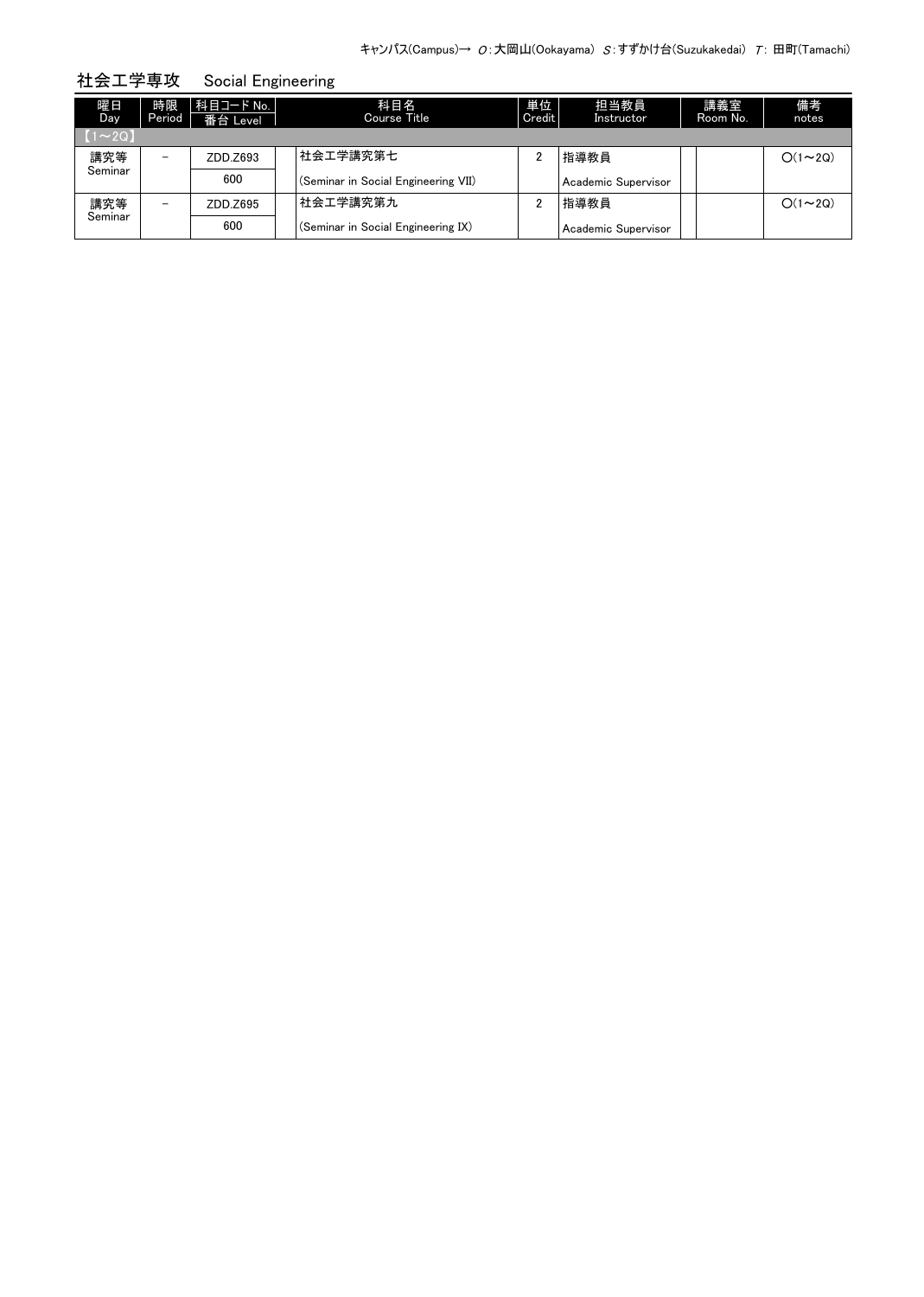キャンパス(Campus)→ O:大岡山(Ookayama) S:すずかけ台(Suzukakedai) T: 田町(Tamachi)

## 社会工学専攻　Social Engineering

| 曜日 Day | 時限 Period | 科目コード No. 番台 Level | | 科目名 Course Title | 単位 Credit | 担当教員 Instructor | | 講義室 Room No. | 備考 notes |
|---|---|---|---|---|---|---|---|---|---|
| 【1～2Q】 | | | | | | | | | |
| 講究等 Seminar | － | ZDD.Z693 600 | | 社会工学講究第七 (Seminar in Social Engineering VII) | 2 | 指導教員 Academic Supervisor | | | ○(1～2Q) |
| 講究等 Seminar | － | ZDD.Z695 600 | | 社会工学講究第九 (Seminar in Social Engineering IX) | 2 | 指導教員 Academic Supervisor | | | ○(1～2Q) |